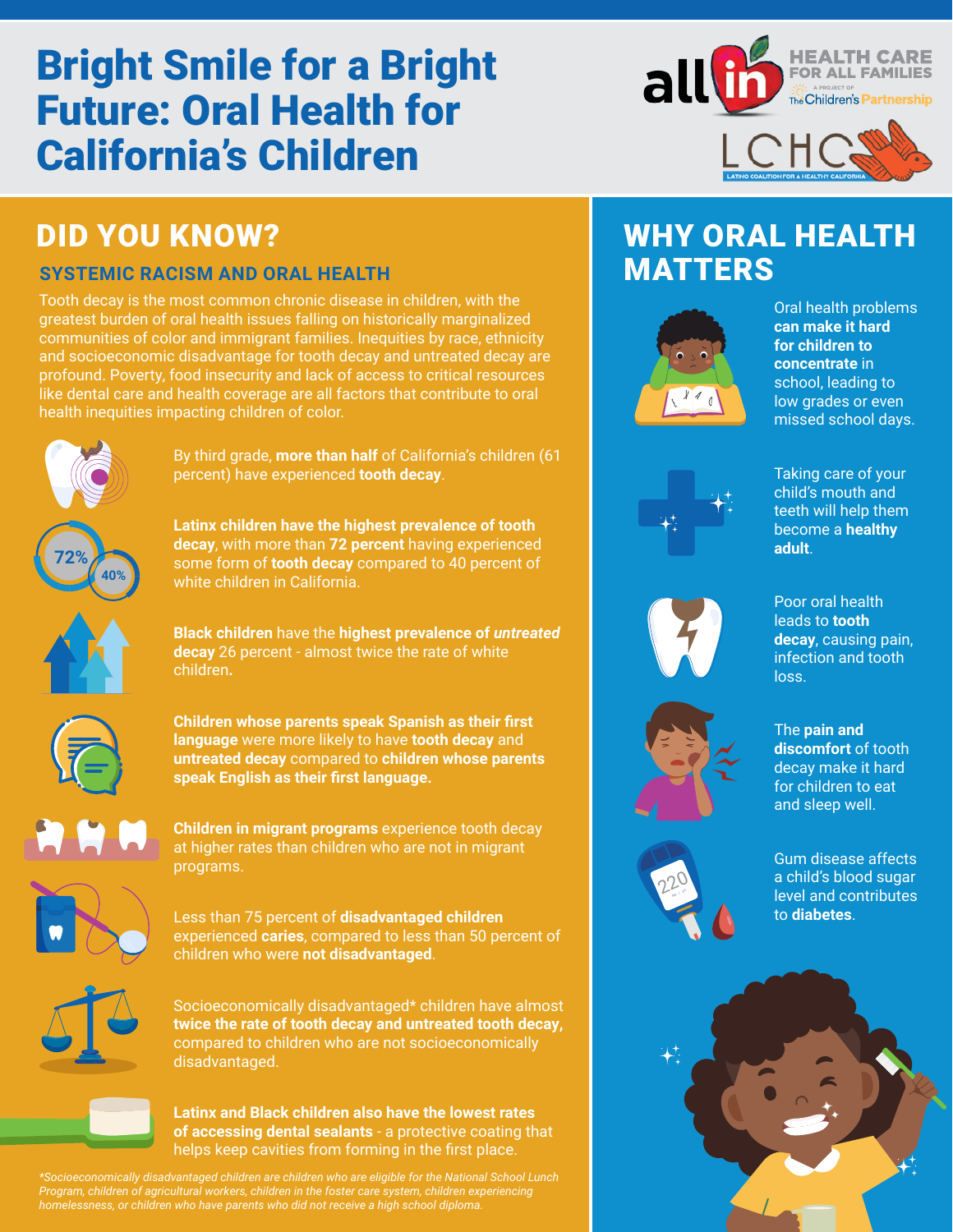# Bright Smile for a Bright Future: Oral Health for California's Children

## DID YOU KNOW?

### SYSTEMIC RACISM AND ORAL HEALTH

Tooth decay is the most common chronic disease in children, with the greatest burden of oral health issues falling on historically marginalized communities of color and immigrant families. Inequities by race, ethnicity and socioeconomic disadvantage for tooth decay and untreated decay are profound. Poverty, food insecurity and lack of access to critical resources like dental care and health coverage are all factors that contribute to oral health inequities impacting children of color.

By third grade, **more than half** of California's children (61 percent) have experienced **tooth decay**.

**Latinx children have the highest prevalence of tooth decay**, with more than **72 percent** having experienced some form of **tooth decay** compared to 40 percent of white children in California.

**Black children** have the **highest prevalence of *untreated* decay** 26 percent - almost twice the rate of white children**.**

**Children whose parents speak Spanish as their first language** were more likely to have **tooth decay** and **untreated decay** compared to **children whose parents speak English as their first language.**

**Children in migrant programs** experience tooth decay at higher rates than children who are not in migrant programs.

Less than 75 percent of **disadvantaged children** experienced **caries**, compared to less than 50 percent of children who were **not disadvantaged**.

Socioeconomically disadvantaged* children have almost **twice the rate of tooth decay and untreated tooth decay,** compared to children who are not socioeconomically disadvantaged.

**Latinx and Black children also have the lowest rates of accessing dental sealants** - a protective coating that helps keep cavities from forming in the first place.

*\*Socioeconomically disadvantaged children are children who are eligible for the National School Lunch Program, children of agricultural workers, children in the foster care system, children experiencing homelessness, or children who have parents who did not receive a high school diploma.*

## WHY ORAL HEALTH MATTERS

Oral health problems **can make it hard for children to concentrate** in school, leading to low grades or even missed school days.

Taking care of your child's mouth and teeth will help them become a **healthy adult**.

Poor oral health leads to **tooth decay**, causing pain, infection and tooth loss.

The **pain and discomfort** of tooth decay make it hard for children to eat and sleep well.

Gum disease affects a child's blood sugar level and contributes to **diabetes**.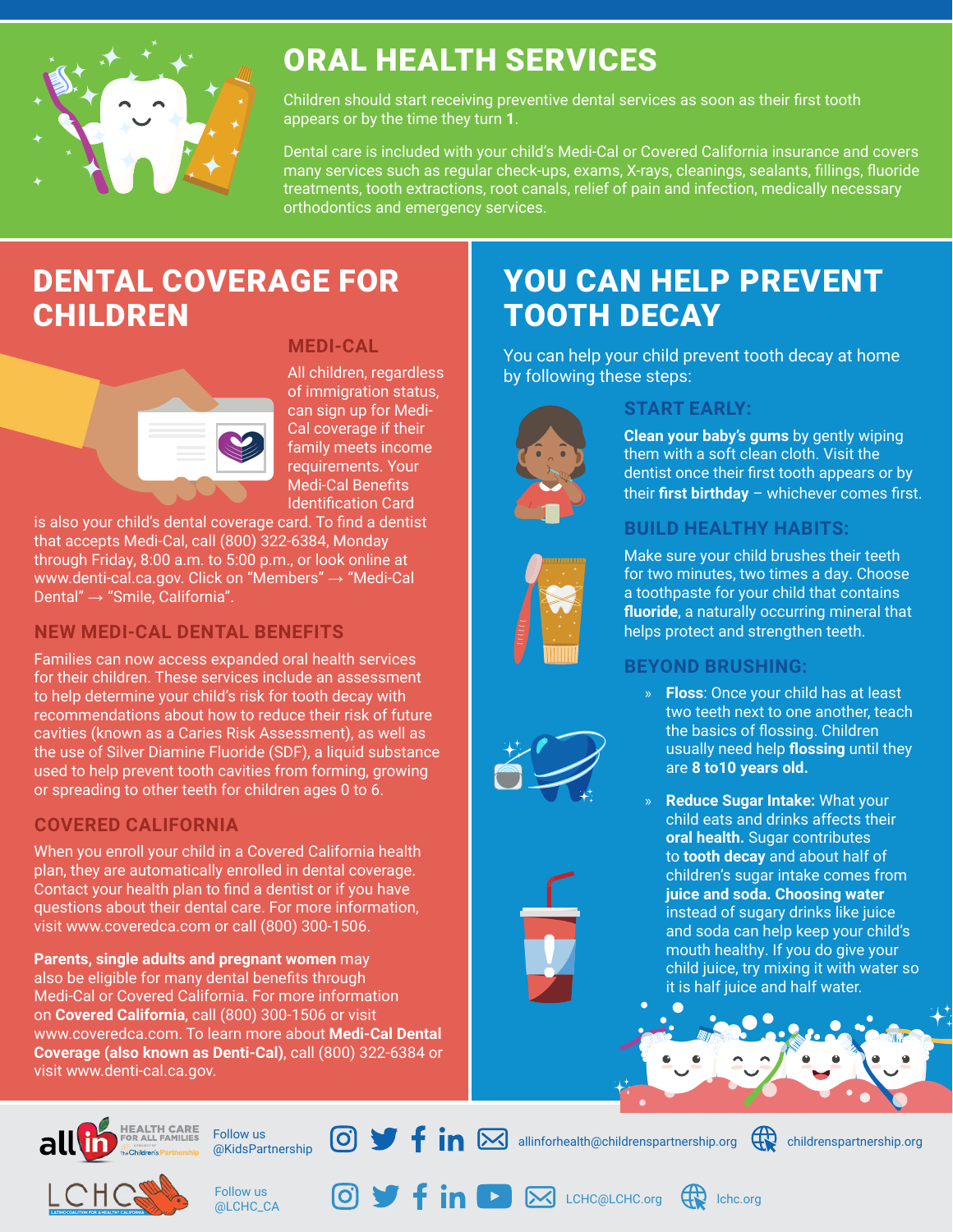# ORAL HEALTH SERVICES

Children should start receiving preventive dental services as soon as their first tooth appears or by the time they turn **1**.

Dental care is included with your child's Medi-Cal or Covered California insurance and covers many services such as regular check-ups, exams, X-rays, cleanings, sealants, fillings, fluoride treatments, tooth extractions, root canals, relief of pain and infection, medically necessary orthodontics and emergency services.

## DENTAL COVERAGE FOR CHILDREN

### MEDI-CAL

All children, regardless of immigration status, can sign up for Medi-Cal coverage if their family meets income requirements. Your Medi-Cal Benefits Identification Card is also your child's dental coverage card. To find a dentist that accepts Medi-Cal, call (800) 322-6384, Monday through Friday, 8:00 a.m. to 5:00 p.m., or look online at www.denti-cal.ca.gov. Click on "Members" → "Medi-Cal Dental" → "Smile, California".

### NEW MEDI-CAL DENTAL BENEFITS

Families can now access expanded oral health services for their children. These services include an assessment to help determine your child's risk for tooth decay with recommendations about how to reduce their risk of future cavities (known as a Caries Risk Assessment), as well as the use of Silver Diamine Fluoride (SDF), a liquid substance used to help prevent tooth cavities from forming, growing or spreading to other teeth for children ages 0 to 6.

### COVERED CALIFORNIA

When you enroll your child in a Covered California health plan, they are automatically enrolled in dental coverage. Contact your health plan to find a dentist or if you have questions about their dental care. For more information, visit www.coveredca.com or call (800) 300-1506.

**Parents, single adults and pregnant women** may also be eligible for many dental benefits through Medi-Cal or Covered California. For more information on **Covered California**, call (800) 300-1506 or visit www.coveredca.com. To learn more about **Medi-Cal Dental Coverage (also known as Denti-Cal)**, call (800) 322-6384 or visit www.denti-cal.ca.gov.

## YOU CAN HELP PREVENT TOOTH DECAY

You can help your child prevent tooth decay at home by following these steps:

### START EARLY:

**Clean your baby's gums** by gently wiping them with a soft clean cloth. Visit the dentist once their first tooth appears or by their **first birthday** – whichever comes first.

### BUILD HEALTHY HABITS:

Make sure your child brushes their teeth for two minutes, two times a day. Choose a toothpaste for your child that contains **fluoride**, a naturally occurring mineral that helps protect and strengthen teeth.

### BEYOND BRUSHING:

- **Floss**: Once your child has at least two teeth next to one another, teach the basics of flossing. Children usually need help **flossing** until they are **8 to10 years old.**
- **Reduce Sugar Intake:** What your child eats and drinks affects their **oral health.** Sugar contributes to **tooth decay** and about half of children's sugar intake comes from **juice and soda. Choosing water** instead of sugary drinks like juice and soda can help keep your child's mouth healthy. If you do give your child juice, try mixing it with water so it is half juice and half water.

all in HEALTH CARE FOR ALL FAMILIES — A project of The Children's Partnership
Follow us @KidsPartnership
allinforhealth@childrenspartnership.org
childrenspartnership.org

LCHC — LATINO COALITION FOR A HEALTHY CALIFORNIA
Follow us @LCHC_CA
LCHC@LCHC.org
lchc.org